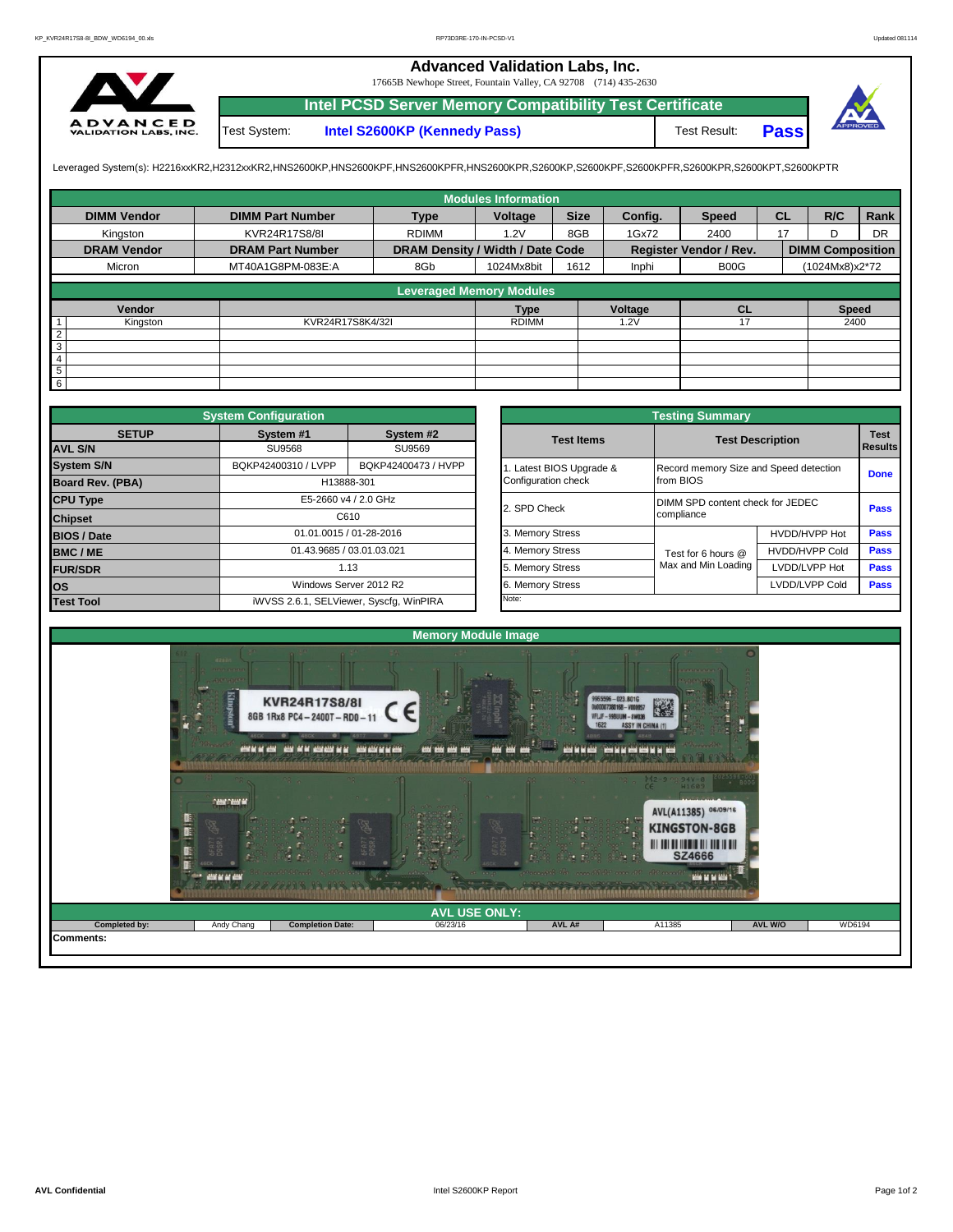# Advanced Validation Labs, Inc.

17665B Newhope Street, Fountain Valley, CA 92708 (714) 435-2630

## Intel PCSD Server Memory Compatibility Test Certificate

Test System: **Intel S2600KP (Kennedy Pass)** Test Result: **Pass**

Leveraged System(s): H2216xxKR2,H2312xxKR2,HNS2600KP,HNS2600KPF,HNS2600KPFR,HNS2600KPR,S2600KP,S2600KPF,S2600KPFR,S2600KPR,S2600KPT,S2600KPTR

### Modules Information

| DIMM Vendor | DIMM Part Number | Type | Voltage | Size | Config. | Speed | CL | R/C | Rank |
|---|---|---|---|---|---|---|---|---|---|
| Kingston | KVR24R17S8/8I | RDIMM | 1.2V | 8GB | 1Gx72 | 2400 | 17 | D | DR |
| **DRAM Vendor** | **DRAM Part Number** | **DRAM Density / Width / Date Code** | | | **Register Vendor / Rev.** | | **DIMM Composition** | | |
| Micron | MT40A1G8PM-083E:A | 8Gb | 1024Mx8bit | 1612 | Inphi | B00G | (1024Mx8)x2*72 | | |

### Leveraged Memory Modules

| | Vendor | | Type | Voltage | CL | Speed |
|---|---|---|---|---|---|---|
| 1 | Kingston | KVR24R17S8K4/32I | RDIMM | 1.2V | 17 | 2400 |
| 2 | | | | | | |
| 3 | | | | | | |
| 4 | | | | | | |
| 5 | | | | | | |
| 6 | | | | | | |

### System Configuration

| SETUP | System #1 | System #2 |
|---|---|---|
| AVL S/N | SU9568 | SU9569 |
| System S/N | BQKP42400310 / LVPP | BQKP42400473 / HVPP |
| Board Rev. (PBA) | H13888-301 | |
| CPU Type | E5-2660 v4 / 2.0 GHz | |
| Chipset | C610 | |
| BIOS / Date | 01.01.0015 / 01-28-2016 | |
| BMC / ME | 01.43.9685 / 03.01.03.021 | |
| FUR/SDR | 1.13 | |
| OS | Windows Server 2012 R2 | |
| Test Tool | iWVSS 2.6.1, SELViewer, Syscfg, WinPIRA | |

### Testing Summary

| Test Items | Test Description | | Test Results |
|---|---|---|---|
| 1. Latest BIOS Upgrade & Configuration check | Record memory Size and Speed detection from BIOS | | Done |
| 2. SPD Check | DIMM SPD content check for JEDEC compliance | | Pass |
| 3. Memory Stress | Test for 6 hours @ Max and Min Loading | HVDD/HVPP Hot | Pass |
| 4. Memory Stress | | HVDD/HVPP Cold | Pass |
| 5. Memory Stress | | LVDD/LVPP Hot | Pass |
| 6. Memory Stress | | LVDD/LVPP Cold | Pass |
| Note: | | | |

### Memory Module Image

### AVL USE ONLY:

| Completed by: | Andy Chang | Completion Date: | 06/23/16 | AVL A# | A11385 | AVL W/O | WD6194 |
|---|---|---|---|---|---|---|---|

Comments: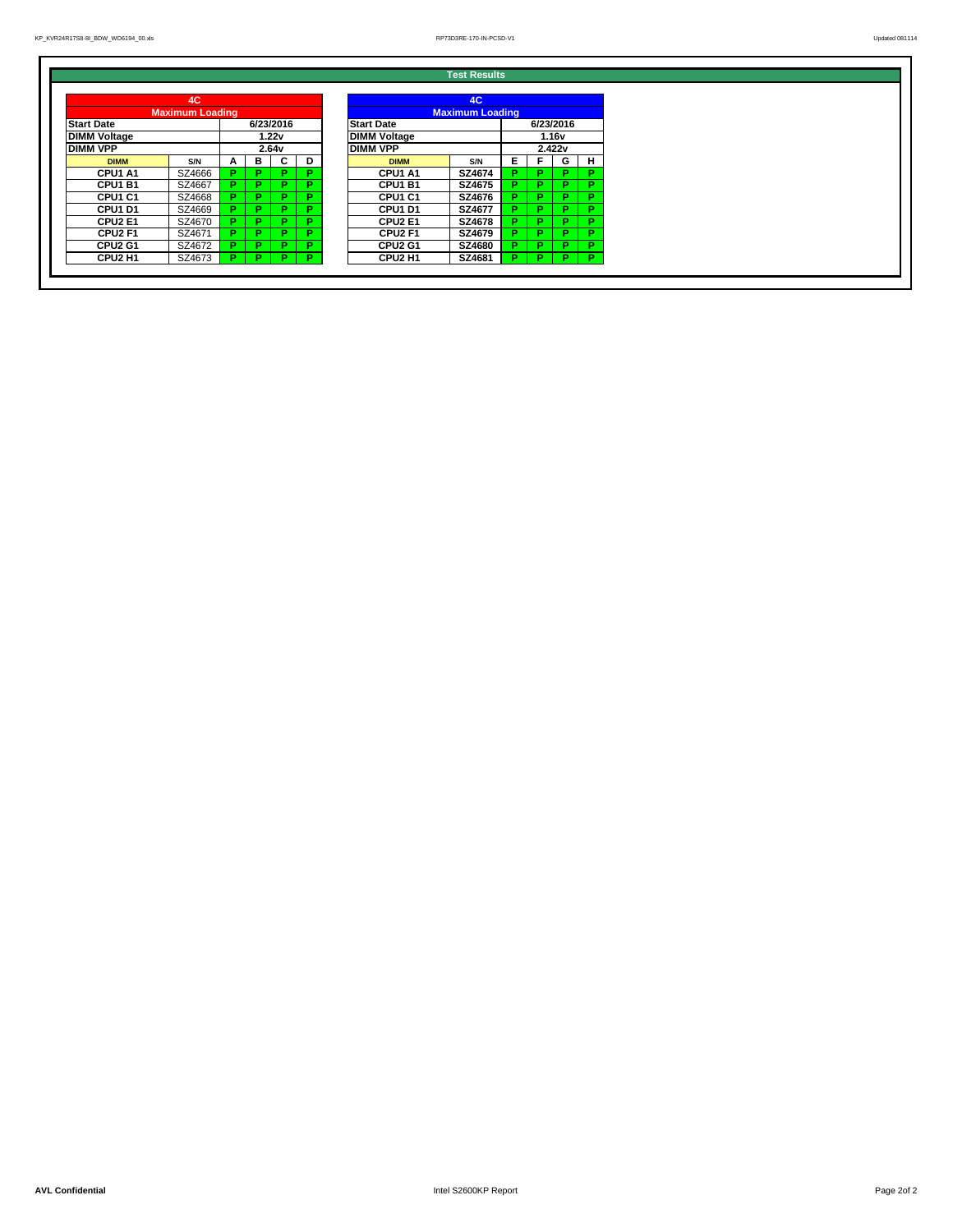## Test Results

| 4C Maximum Loading | | | | | |
|---|---|---|---|---|---|
| Start Date | | 6/23/2016 | | | |
| DIMM Voltage | | 1.22v | | | |
| DIMM VPP | | 2.64v | | | |
| DIMM | S/N | A | B | C | D |
| CPU1 A1 | SZ4666 | P | P | P | P |
| CPU1 B1 | SZ4667 | P | P | P | P |
| CPU1 C1 | SZ4668 | P | P | P | P |
| CPU1 D1 | SZ4669 | P | P | P | P |
| CPU2 E1 | SZ4670 | P | P | P | P |
| CPU2 F1 | SZ4671 | P | P | P | P |
| CPU2 G1 | SZ4672 | P | P | P | P |
| CPU2 H1 | SZ4673 | P | P | P | P |

| 4C Maximum Loading | | | | | |
|---|---|---|---|---|---|
| Start Date | | 6/23/2016 | | | |
| DIMM Voltage | | 1.16v | | | |
| DIMM VPP | | 2.422v | | | |
| DIMM | S/N | E | F | G | H |
| CPU1 A1 | SZ4674 | P | P | P | P |
| CPU1 B1 | SZ4675 | P | P | P | P |
| CPU1 C1 | SZ4676 | P | P | P | P |
| CPU1 D1 | SZ4677 | P | P | P | P |
| CPU2 E1 | SZ4678 | P | P | P | P |
| CPU2 F1 | SZ4679 | P | P | P | P |
| CPU2 G1 | SZ4680 | P | P | P | P |
| CPU2 H1 | SZ4681 | P | P | P | P |